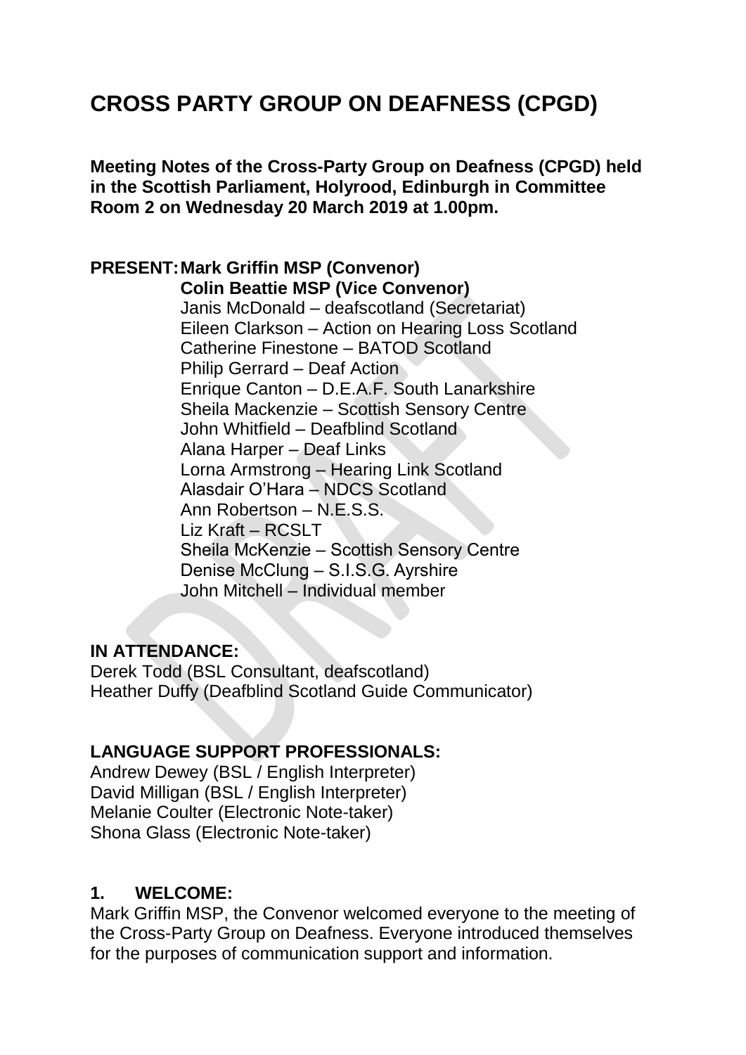# CROSS PARTY GROUP ON DEAFNESS (CPGD)

**Meeting Notes of the Cross-Party Group on Deafness (CPGD) held in the Scottish Parliament, Holyrood, Edinburgh in Committee Room 2 on Wednesday 20 March 2019 at 1.00pm.**

**PRESENT:** **Mark Griffin MSP (Convenor)**
**Colin Beattie MSP (Vice Convenor)**
Janis McDonald – deafscotland (Secretariat)
Eileen Clarkson – Action on Hearing Loss Scotland
Catherine Finestone – BATOD Scotland
Philip Gerrard – Deaf Action
Enrique Canton – D.E.A.F. South Lanarkshire
Sheila Mackenzie – Scottish Sensory Centre
John Whitfield – Deafblind Scotland
Alana Harper – Deaf Links
Lorna Armstrong – Hearing Link Scotland
Alasdair O'Hara – NDCS Scotland
Ann Robertson – N.E.S.S.
Liz Kraft – RCSLT
Sheila McKenzie – Scottish Sensory Centre
Denise McClung – S.I.S.G. Ayrshire
John Mitchell – Individual member

**IN ATTENDANCE:**
Derek Todd (BSL Consultant, deafscotland)
Heather Duffy (Deafblind Scotland Guide Communicator)

**LANGUAGE SUPPORT PROFESSIONALS:**
Andrew Dewey (BSL / English Interpreter)
David Milligan (BSL / English Interpreter)
Melanie Coulter (Electronic Note-taker)
Shona Glass (Electronic Note-taker)

## 1. WELCOME:

Mark Griffin MSP, the Convenor welcomed everyone to the meeting of the Cross-Party Group on Deafness. Everyone introduced themselves for the purposes of communication support and information.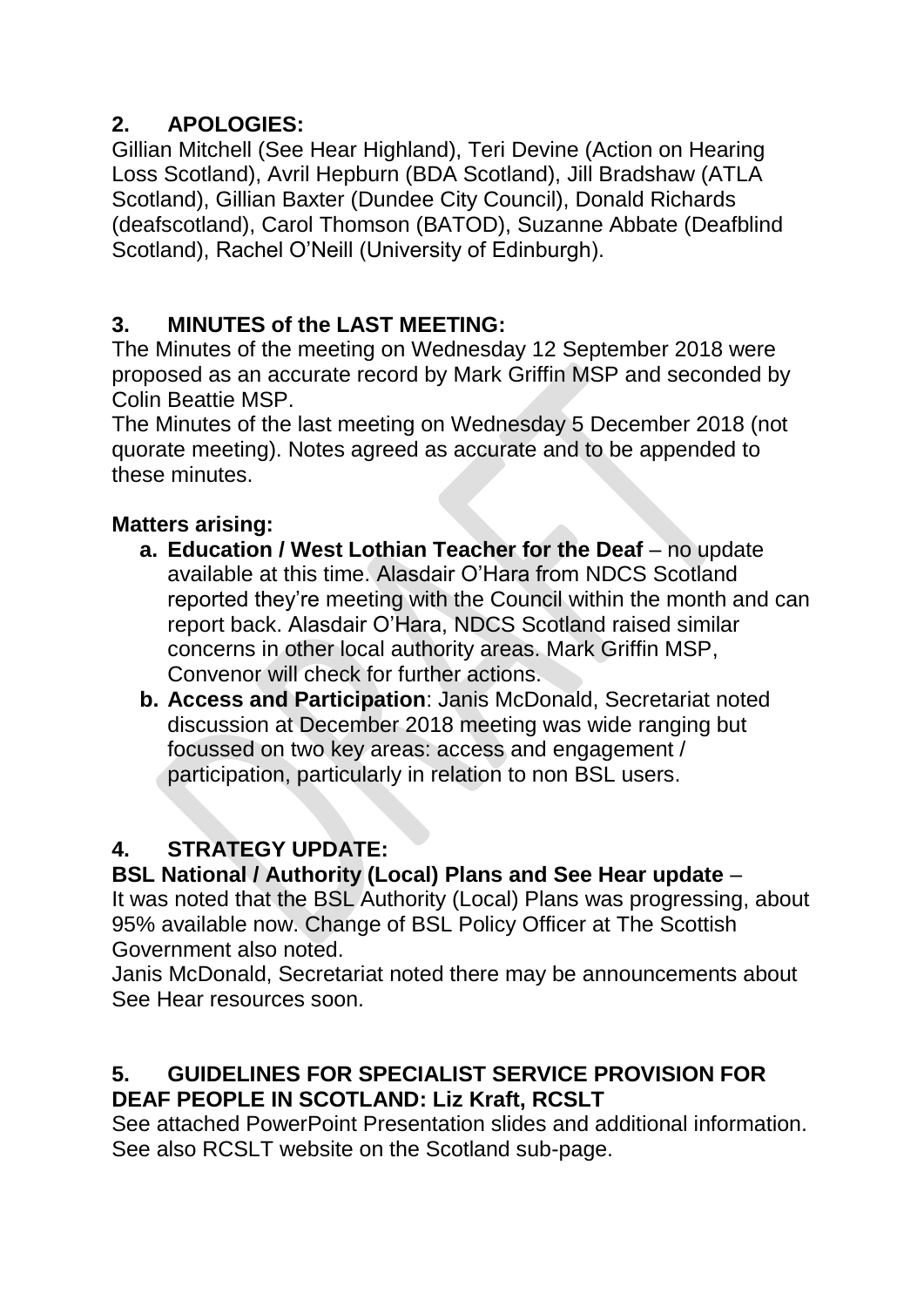## 2. APOLOGIES:

Gillian Mitchell (See Hear Highland), Teri Devine (Action on Hearing Loss Scotland), Avril Hepburn (BDA Scotland), Jill Bradshaw (ATLA Scotland), Gillian Baxter (Dundee City Council), Donald Richards (deafscotland), Carol Thomson (BATOD), Suzanne Abbate (Deafblind Scotland), Rachel O'Neill (University of Edinburgh).

## 3. MINUTES of the LAST MEETING:

The Minutes of the meeting on Wednesday 12 September 2018 were proposed as an accurate record by Mark Griffin MSP and seconded by Colin Beattie MSP.

The Minutes of the last meeting on Wednesday 5 December 2018 (not quorate meeting). Notes agreed as accurate and to be appended to these minutes.

**Matters arising:**

a. **Education / West Lothian Teacher for the Deaf** – no update available at this time. Alasdair O'Hara from NDCS Scotland reported they're meeting with the Council within the month and can report back. Alasdair O'Hara, NDCS Scotland raised similar concerns in other local authority areas. Mark Griffin MSP, Convenor will check for further actions.

b. **Access and Participation**: Janis McDonald, Secretariat noted discussion at December 2018 meeting was wide ranging but focussed on two key areas: access and engagement / participation, particularly in relation to non BSL users.

## 4. STRATEGY UPDATE:

**BSL National / Authority (Local) Plans and See Hear update** –

It was noted that the BSL Authority (Local) Plans was progressing, about 95% available now. Change of BSL Policy Officer at The Scottish Government also noted.

Janis McDonald, Secretariat noted there may be announcements about See Hear resources soon.

## 5. GUIDELINES FOR SPECIALIST SERVICE PROVISION FOR DEAF PEOPLE IN SCOTLAND: Liz Kraft, RCSLT

See attached PowerPoint Presentation slides and additional information. See also RCSLT website on the Scotland sub-page.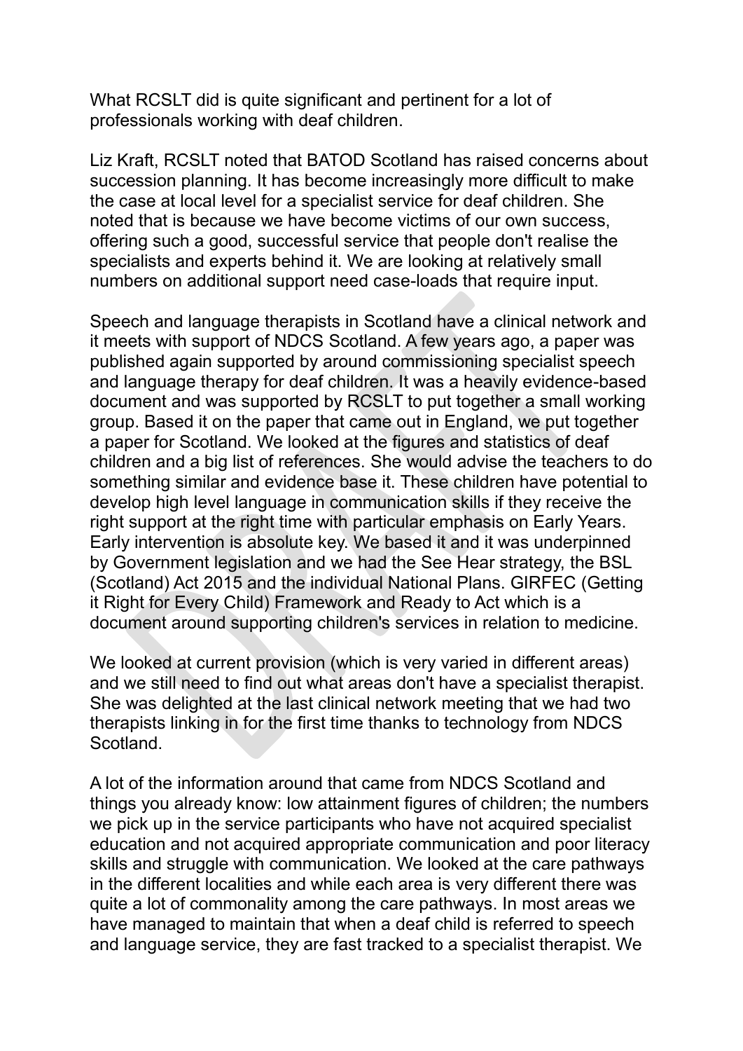What RCSLT did is quite significant and pertinent for a lot of professionals working with deaf children.

Liz Kraft, RCSLT noted that BATOD Scotland has raised concerns about succession planning. It has become increasingly more difficult to make the case at local level for a specialist service for deaf children. She noted that is because we have become victims of our own success, offering such a good, successful service that people don't realise the specialists and experts behind it. We are looking at relatively small numbers on additional support need case-loads that require input.

Speech and language therapists in Scotland have a clinical network and it meets with support of NDCS Scotland. A few years ago, a paper was published again supported by around commissioning specialist speech and language therapy for deaf children. It was a heavily evidence-based document and was supported by RCSLT to put together a small working group. Based it on the paper that came out in England, we put together a paper for Scotland. We looked at the figures and statistics of deaf children and a big list of references. She would advise the teachers to do something similar and evidence base it. These children have potential to develop high level language in communication skills if they receive the right support at the right time with particular emphasis on Early Years. Early intervention is absolute key. We based it and it was underpinned by Government legislation and we had the See Hear strategy, the BSL (Scotland) Act 2015 and the individual National Plans. GIRFEC (Getting it Right for Every Child) Framework and Ready to Act which is a document around supporting children's services in relation to medicine.

We looked at current provision (which is very varied in different areas) and we still need to find out what areas don't have a specialist therapist. She was delighted at the last clinical network meeting that we had two therapists linking in for the first time thanks to technology from NDCS Scotland.

A lot of the information around that came from NDCS Scotland and things you already know: low attainment figures of children; the numbers we pick up in the service participants who have not acquired specialist education and not acquired appropriate communication and poor literacy skills and struggle with communication. We looked at the care pathways in the different localities and while each area is very different there was quite a lot of commonality among the care pathways. In most areas we have managed to maintain that when a deaf child is referred to speech and language service, they are fast tracked to a specialist therapist. We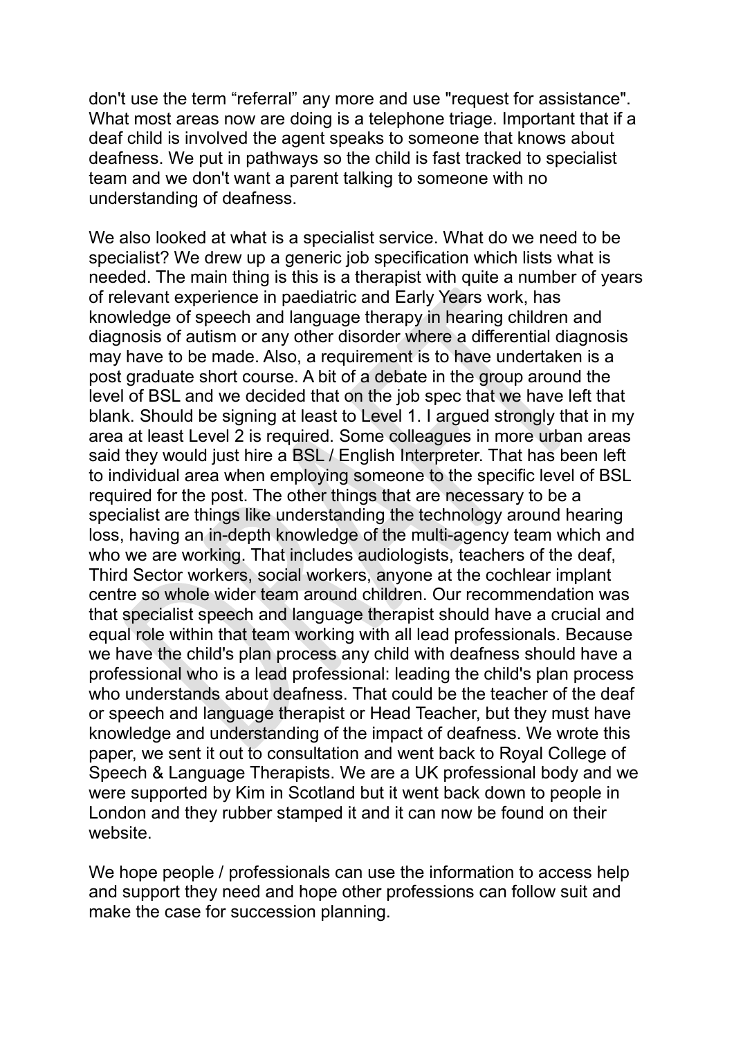don't use the term "referral" any more and use "request for assistance". What most areas now are doing is a telephone triage. Important that if a deaf child is involved the agent speaks to someone that knows about deafness. We put in pathways so the child is fast tracked to specialist team and we don't want a parent talking to someone with no understanding of deafness.

We also looked at what is a specialist service. What do we need to be specialist? We drew up a generic job specification which lists what is needed. The main thing is this is a therapist with quite a number of years of relevant experience in paediatric and Early Years work, has knowledge of speech and language therapy in hearing children and diagnosis of autism or any other disorder where a differential diagnosis may have to be made. Also, a requirement is to have undertaken is a post graduate short course. A bit of a debate in the group around the level of BSL and we decided that on the job spec that we have left that blank. Should be signing at least to Level 1. I argued strongly that in my area at least Level 2 is required. Some colleagues in more urban areas said they would just hire a BSL / English Interpreter. That has been left to individual area when employing someone to the specific level of BSL required for the post. The other things that are necessary to be a specialist are things like understanding the technology around hearing loss, having an in-depth knowledge of the multi-agency team which and who we are working. That includes audiologists, teachers of the deaf, Third Sector workers, social workers, anyone at the cochlear implant centre so whole wider team around children. Our recommendation was that specialist speech and language therapist should have a crucial and equal role within that team working with all lead professionals. Because we have the child's plan process any child with deafness should have a professional who is a lead professional: leading the child's plan process who understands about deafness. That could be the teacher of the deaf or speech and language therapist or Head Teacher, but they must have knowledge and understanding of the impact of deafness. We wrote this paper, we sent it out to consultation and went back to Royal College of Speech & Language Therapists. We are a UK professional body and we were supported by Kim in Scotland but it went back down to people in London and they rubber stamped it and it can now be found on their website.

We hope people / professionals can use the information to access help and support they need and hope other professions can follow suit and make the case for succession planning.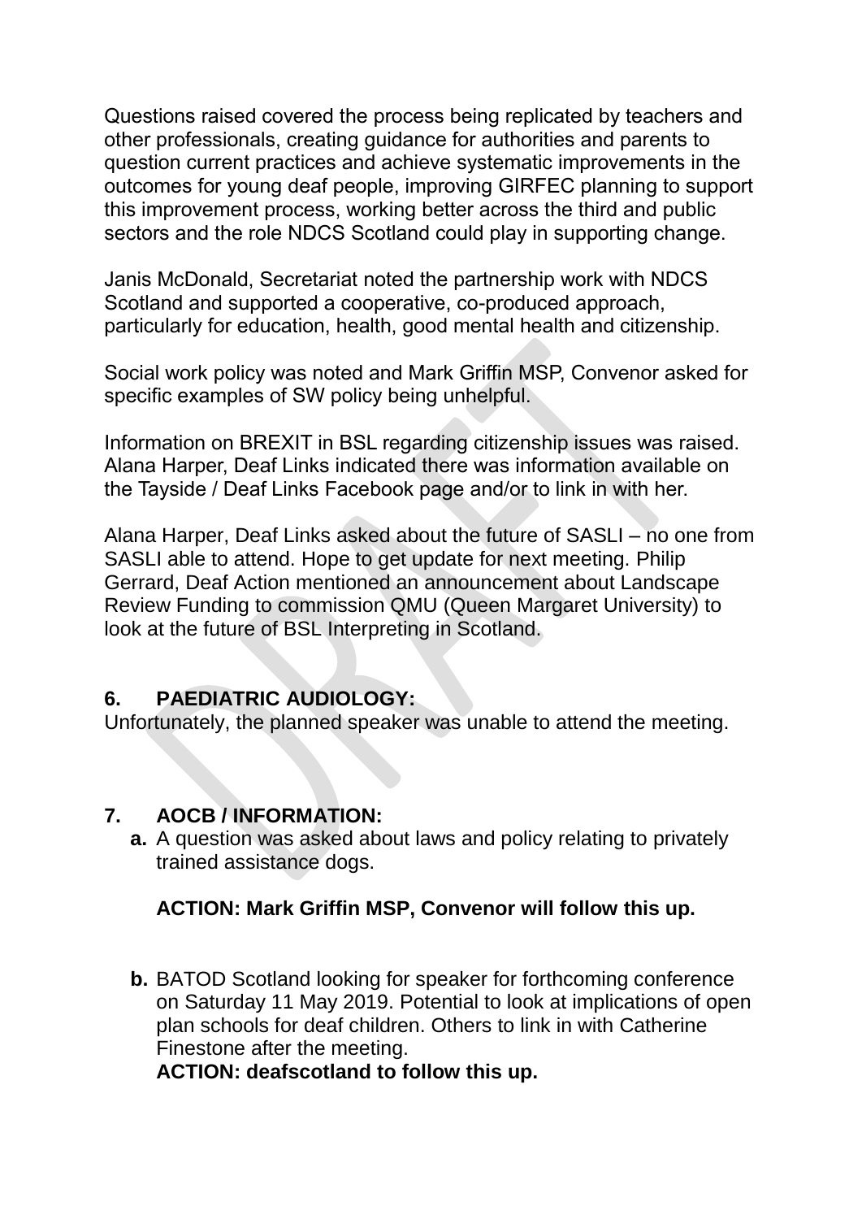Questions raised covered the process being replicated by teachers and other professionals, creating guidance for authorities and parents to question current practices and achieve systematic improvements in the outcomes for young deaf people, improving GIRFEC planning to support this improvement process, working better across the third and public sectors and the role NDCS Scotland could play in supporting change.

Janis McDonald, Secretariat noted the partnership work with NDCS Scotland and supported a cooperative, co-produced approach, particularly for education, health, good mental health and citizenship.

Social work policy was noted and Mark Griffin MSP, Convenor asked for specific examples of SW policy being unhelpful.

Information on BREXIT in BSL regarding citizenship issues was raised. Alana Harper, Deaf Links indicated there was information available on the Tayside / Deaf Links Facebook page and/or to link in with her.

Alana Harper, Deaf Links asked about the future of SASLI – no one from SASLI able to attend. Hope to get update for next meeting. Philip Gerrard, Deaf Action mentioned an announcement about Landscape Review Funding to commission QMU (Queen Margaret University) to look at the future of BSL Interpreting in Scotland.

## 6. PAEDIATRIC AUDIOLOGY:

Unfortunately, the planned speaker was unable to attend the meeting.

## 7. AOCB / INFORMATION:

**a.** A question was asked about laws and policy relating to privately trained assistance dogs.

**ACTION: Mark Griffin MSP, Convenor will follow this up.**

**b.** BATOD Scotland looking for speaker for forthcoming conference on Saturday 11 May 2019. Potential to look at implications of open plan schools for deaf children. Others to link in with Catherine Finestone after the meeting.
**ACTION: deafscotland to follow this up.**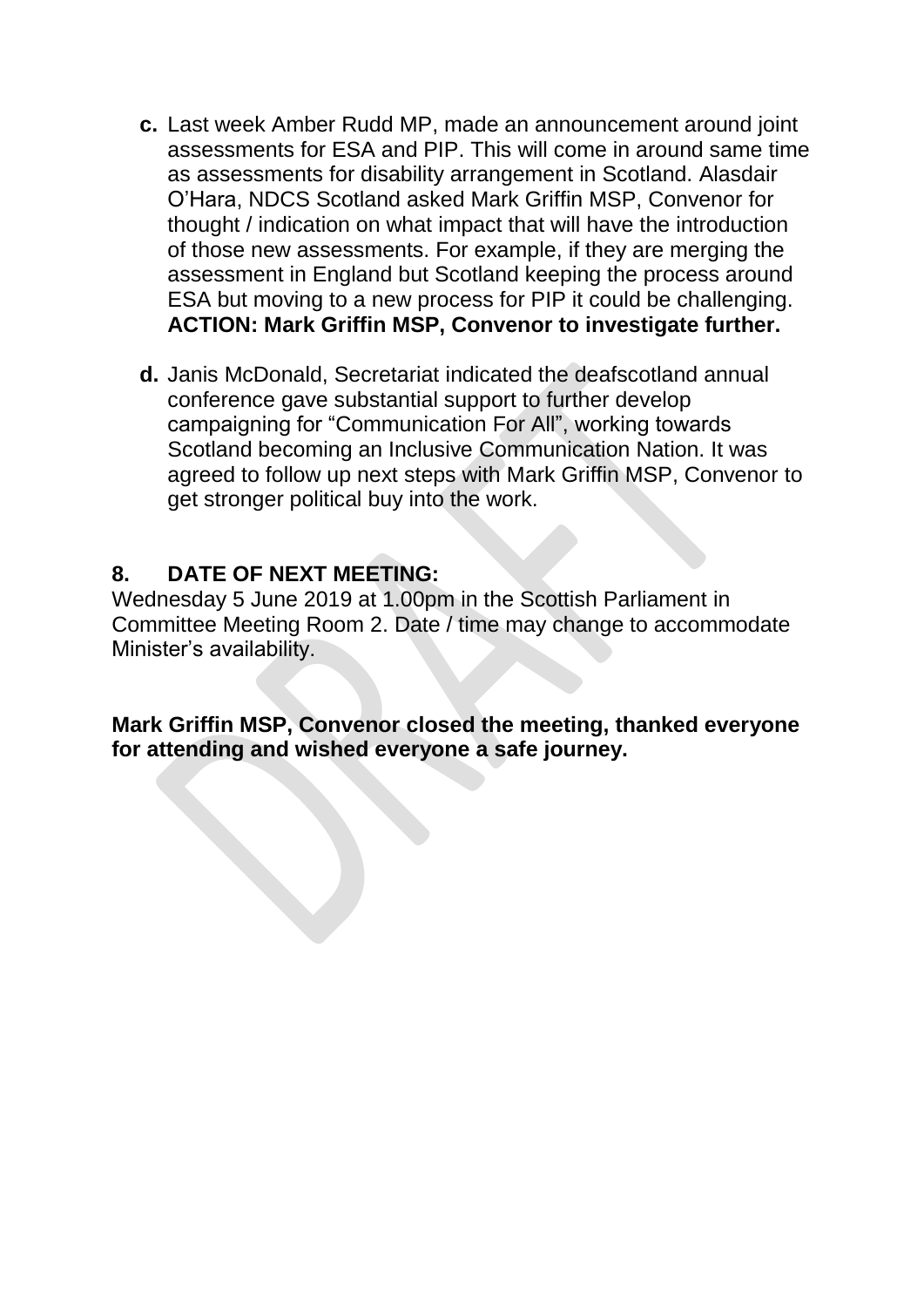**c.** Last week Amber Rudd MP, made an announcement around joint assessments for ESA and PIP. This will come in around same time as assessments for disability arrangement in Scotland. Alasdair O'Hara, NDCS Scotland asked Mark Griffin MSP, Convenor for thought / indication on what impact that will have the introduction of those new assessments. For example, if they are merging the assessment in England but Scotland keeping the process around ESA but moving to a new process for PIP it could be challenging. **ACTION: Mark Griffin MSP, Convenor to investigate further.**

**d.** Janis McDonald, Secretariat indicated the deafscotland annual conference gave substantial support to further develop campaigning for "Communication For All", working towards Scotland becoming an Inclusive Communication Nation. It was agreed to follow up next steps with Mark Griffin MSP, Convenor to get stronger political buy into the work.

## 8. DATE OF NEXT MEETING:

Wednesday 5 June 2019 at 1.00pm in the Scottish Parliament in Committee Meeting Room 2. Date / time may change to accommodate Minister's availability.

**Mark Griffin MSP, Convenor closed the meeting, thanked everyone for attending and wished everyone a safe journey.**